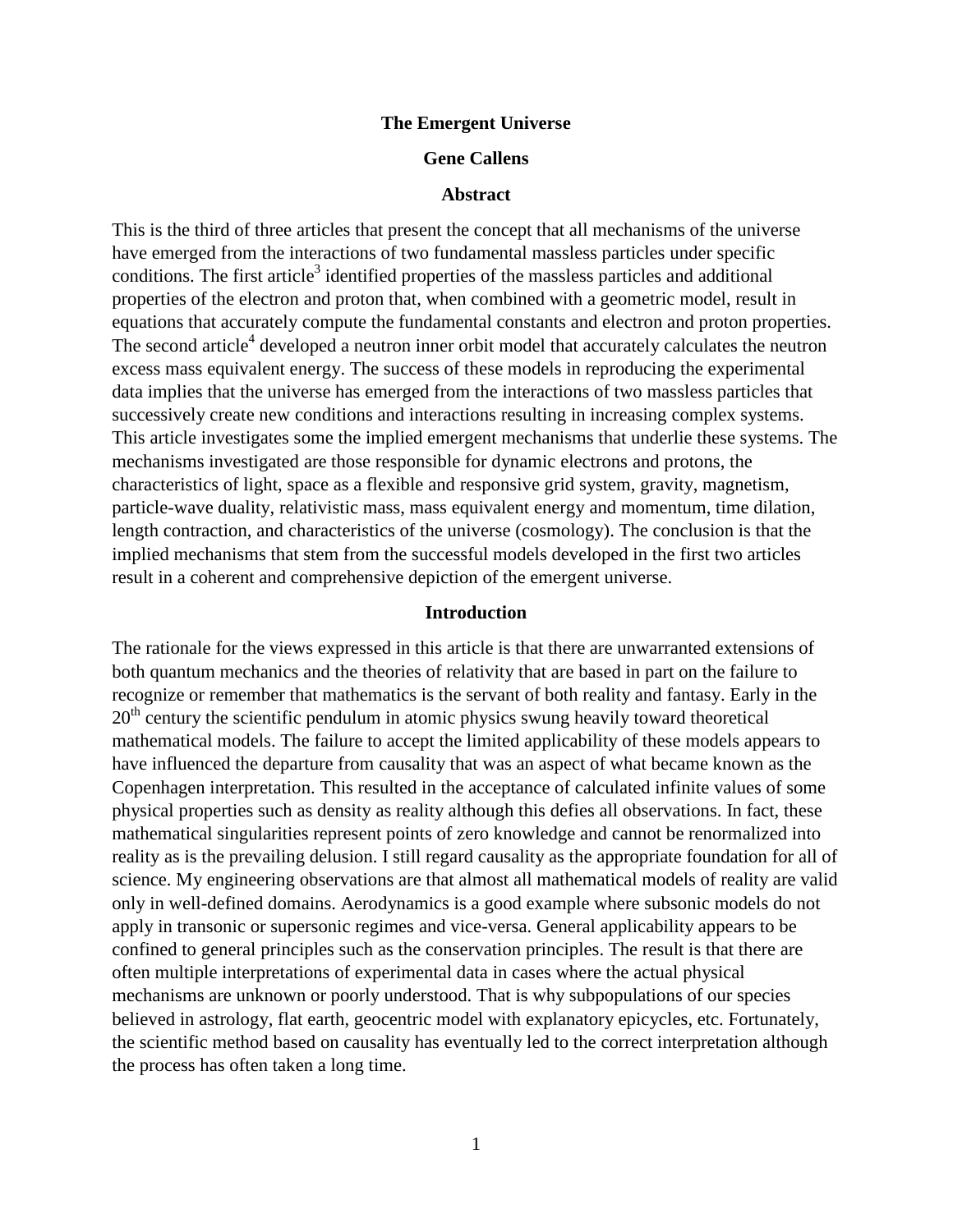# The Emergent Universe

**Gene Callens**

## Abstract

This is the third of three articles that present the concept that all mechanisms of the universe have emerged from the interactions of two fundamental massless particles under specific conditions. The first article[3] identified properties of the massless particles and additional properties of the electron and proton that, when combined with a geometric model, result in equations that accurately compute the fundamental constants and electron and proton properties. The second article[4] developed a neutron inner orbit model that accurately calculates the neutron excess mass equivalent energy. The success of these models in reproducing the experimental data implies that the universe has emerged from the interactions of two massless particles that successively create new conditions and interactions resulting in increasing complex systems. This article investigates some the implied emergent mechanisms that underlie these systems. The mechanisms investigated are those responsible for dynamic electrons and protons, the characteristics of light, space as a flexible and responsive grid system, gravity, magnetism, particle-wave duality, relativistic mass, mass equivalent energy and momentum, time dilation, length contraction, and characteristics of the universe (cosmology). The conclusion is that the implied mechanisms that stem from the successful models developed in the first two articles result in a coherent and comprehensive depiction of the emergent universe.

## Introduction

The rationale for the views expressed in this article is that there are unwarranted extensions of both quantum mechanics and the theories of relativity that are based in part on the failure to recognize or remember that mathematics is the servant of both reality and fantasy. Early in the 20th century the scientific pendulum in atomic physics swung heavily toward theoretical mathematical models. The failure to accept the limited applicability of these models appears to have influenced the departure from causality that was an aspect of what became known as the Copenhagen interpretation. This resulted in the acceptance of calculated infinite values of some physical properties such as density as reality although this defies all observations. In fact, these mathematical singularities represent points of zero knowledge and cannot be renormalized into reality as is the prevailing delusion. I still regard causality as the appropriate foundation for all of science. My engineering observations are that almost all mathematical models of reality are valid only in well-defined domains. Aerodynamics is a good example where subsonic models do not apply in transonic or supersonic regimes and vice-versa. General applicability appears to be confined to general principles such as the conservation principles. The result is that there are often multiple interpretations of experimental data in cases where the actual physical mechanisms are unknown or poorly understood. That is why subpopulations of our species believed in astrology, flat earth, geocentric model with explanatory epicycles, etc. Fortunately, the scientific method based on causality has eventually led to the correct interpretation although the process has often taken a long time.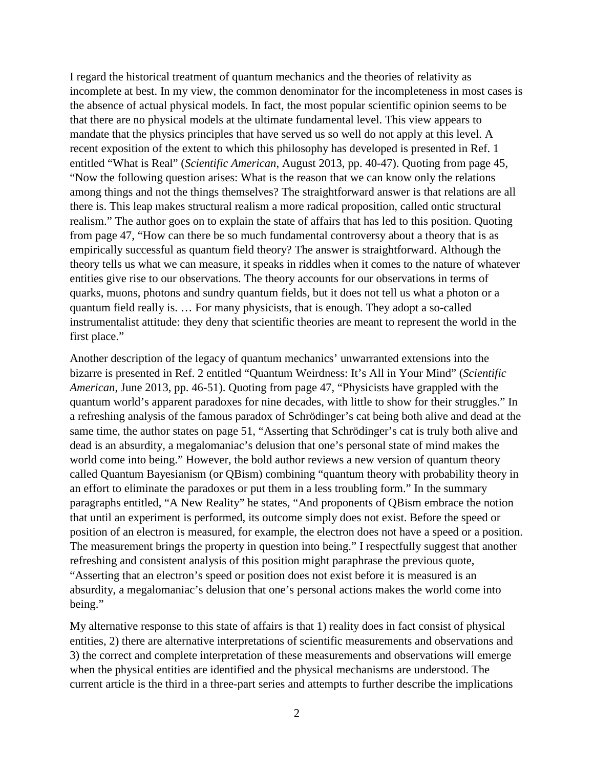I regard the historical treatment of quantum mechanics and the theories of relativity as incomplete at best. In my view, the common denominator for the incompleteness in most cases is the absence of actual physical models. In fact, the most popular scientific opinion seems to be that there are no physical models at the ultimate fundamental level. This view appears to mandate that the physics principles that have served us so well do not apply at this level. A recent exposition of the extent to which this philosophy has developed is presented in Ref. 1 entitled "What is Real" (*Scientific American*, August 2013, pp. 40-47). Quoting from page 45, "Now the following question arises: What is the reason that we can know only the relations among things and not the things themselves? The straightforward answer is that relations are all there is. This leap makes structural realism a more radical proposition, called ontic structural realism." The author goes on to explain the state of affairs that has led to this position. Quoting from page 47, "How can there be so much fundamental controversy about a theory that is as empirically successful as quantum field theory? The answer is straightforward. Although the theory tells us what we can measure, it speaks in riddles when it comes to the nature of whatever entities give rise to our observations. The theory accounts for our observations in terms of quarks, muons, photons and sundry quantum fields, but it does not tell us what a photon or a quantum field really is. … For many physicists, that is enough. They adopt a so-called instrumentalist attitude: they deny that scientific theories are meant to represent the world in the first place."

Another description of the legacy of quantum mechanics' unwarranted extensions into the bizarre is presented in Ref. 2 entitled "Quantum Weirdness: It's All in Your Mind" (*Scientific American*, June 2013, pp. 46-51). Quoting from page 47, "Physicists have grappled with the quantum world's apparent paradoxes for nine decades, with little to show for their struggles." In a refreshing analysis of the famous paradox of Schrödinger's cat being both alive and dead at the same time, the author states on page 51, "Asserting that Schrödinger's cat is truly both alive and dead is an absurdity, a megalomaniac's delusion that one's personal state of mind makes the world come into being." However, the bold author reviews a new version of quantum theory called Quantum Bayesianism (or QBism) combining "quantum theory with probability theory in an effort to eliminate the paradoxes or put them in a less troubling form." In the summary paragraphs entitled, "A New Reality" he states, "And proponents of QBism embrace the notion that until an experiment is performed, its outcome simply does not exist. Before the speed or position of an electron is measured, for example, the electron does not have a speed or a position. The measurement brings the property in question into being." I respectfully suggest that another refreshing and consistent analysis of this position might paraphrase the previous quote, "Asserting that an electron's speed or position does not exist before it is measured is an absurdity, a megalomaniac's delusion that one's personal actions makes the world come into being."

My alternative response to this state of affairs is that 1) reality does in fact consist of physical entities, 2) there are alternative interpretations of scientific measurements and observations and 3) the correct and complete interpretation of these measurements and observations will emerge when the physical entities are identified and the physical mechanisms are understood. The current article is the third in a three-part series and attempts to further describe the implications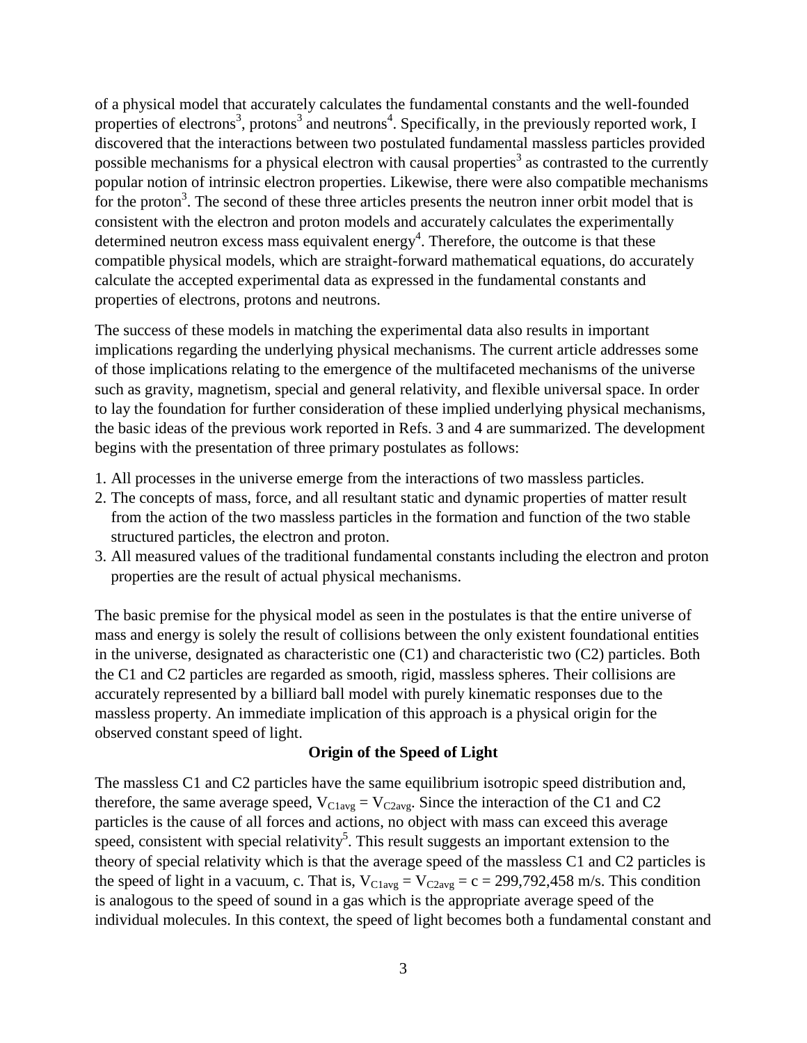of a physical model that accurately calculates the fundamental constants and the well-founded properties of electrons[3], protons[3] and neutrons[4]. Specifically, in the previously reported work, I discovered that the interactions between two postulated fundamental massless particles provided possible mechanisms for a physical electron with causal properties[3] as contrasted to the currently popular notion of intrinsic electron properties. Likewise, there were also compatible mechanisms for the proton[3]. The second of these three articles presents the neutron inner orbit model that is consistent with the electron and proton models and accurately calculates the experimentally determined neutron excess mass equivalent energy[4]. Therefore, the outcome is that these compatible physical models, which are straight-forward mathematical equations, do accurately calculate the accepted experimental data as expressed in the fundamental constants and properties of electrons, protons and neutrons.

The success of these models in matching the experimental data also results in important implications regarding the underlying physical mechanisms. The current article addresses some of those implications relating to the emergence of the multifaceted mechanisms of the universe such as gravity, magnetism, special and general relativity, and flexible universal space. In order to lay the foundation for further consideration of these implied underlying physical mechanisms, the basic ideas of the previous work reported in Refs. 3 and 4 are summarized. The development begins with the presentation of three primary postulates as follows:

1. All processes in the universe emerge from the interactions of two massless particles.
2. The concepts of mass, force, and all resultant static and dynamic properties of matter result from the action of the two massless particles in the formation and function of the two stable structured particles, the electron and proton.
3. All measured values of the traditional fundamental constants including the electron and proton properties are the result of actual physical mechanisms.

The basic premise for the physical model as seen in the postulates is that the entire universe of mass and energy is solely the result of collisions between the only existent foundational entities in the universe, designated as characteristic one (C1) and characteristic two (C2) particles. Both the C1 and C2 particles are regarded as smooth, rigid, massless spheres. Their collisions are accurately represented by a billiard ball model with purely kinematic responses due to the massless property. An immediate implication of this approach is a physical origin for the observed constant speed of light.

## Origin of the Speed of Light

The massless C1 and C2 particles have the same equilibrium isotropic speed distribution and, therefore, the same average speed, $V_{C1avg} = V_{C2avg}$. Since the interaction of the C1 and C2 particles is the cause of all forces and actions, no object with mass can exceed this average speed, consistent with special relativity[5]. This result suggests an important extension to the theory of special relativity which is that the average speed of the massless C1 and C2 particles is the speed of light in a vacuum, c. That is, $V_{C1avg} = V_{C2avg} = c = 299{,}792{,}458$ m/s. This condition is analogous to the speed of sound in a gas which is the appropriate average speed of the individual molecules. In this context, the speed of light becomes both a fundamental constant and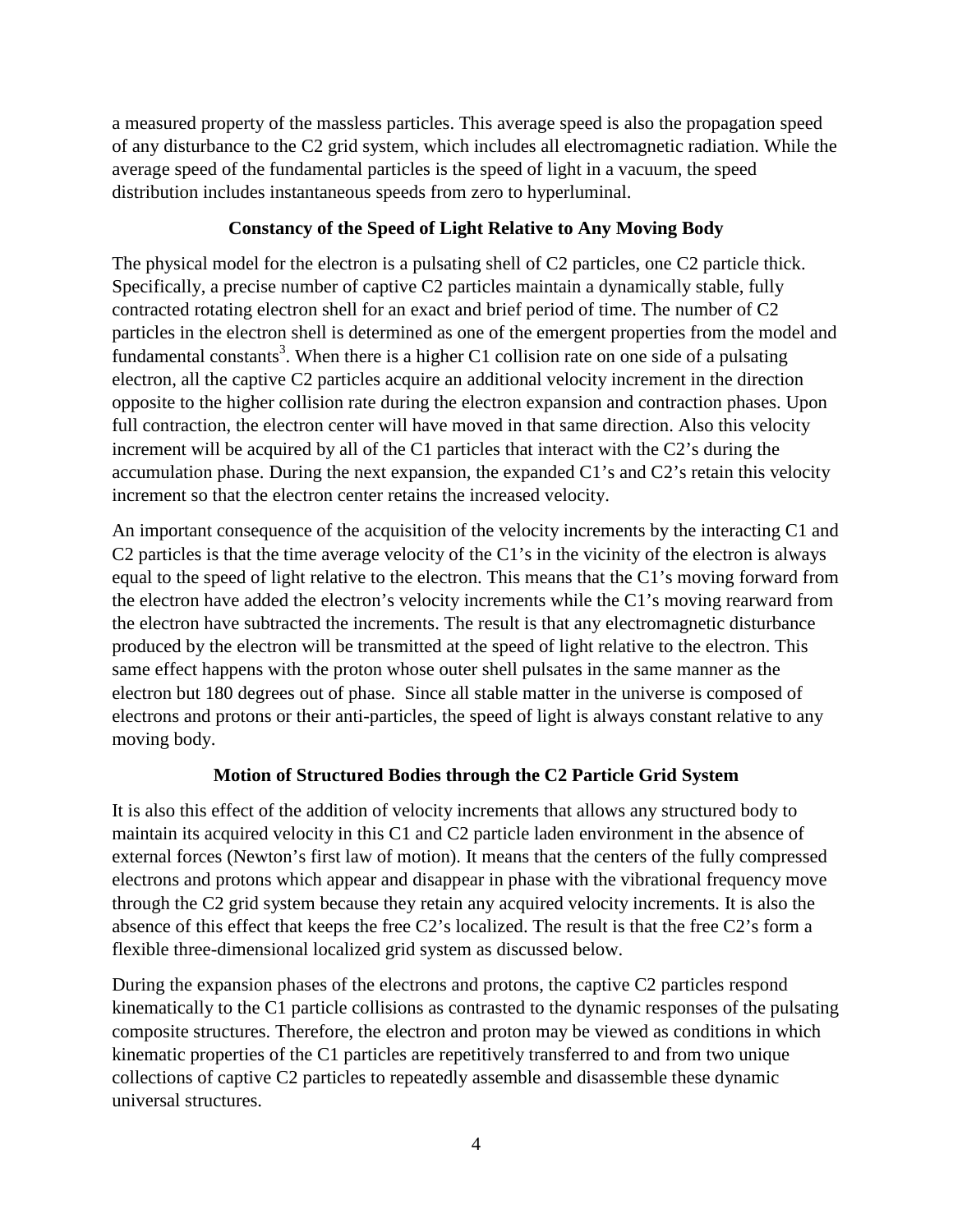a measured property of the massless particles. This average speed is also the propagation speed of any disturbance to the C2 grid system, which includes all electromagnetic radiation. While the average speed of the fundamental particles is the speed of light in a vacuum, the speed distribution includes instantaneous speeds from zero to hyperluminal.

### Constancy of the Speed of Light Relative to Any Moving Body

The physical model for the electron is a pulsating shell of C2 particles, one C2 particle thick. Specifically, a precise number of captive C2 particles maintain a dynamically stable, fully contracted rotating electron shell for an exact and brief period of time. The number of C2 particles in the electron shell is determined as one of the emergent properties from the model and fundamental constants[3]. When there is a higher C1 collision rate on one side of a pulsating electron, all the captive C2 particles acquire an additional velocity increment in the direction opposite to the higher collision rate during the electron expansion and contraction phases. Upon full contraction, the electron center will have moved in that same direction. Also this velocity increment will be acquired by all of the C1 particles that interact with the C2's during the accumulation phase. During the next expansion, the expanded C1's and C2's retain this velocity increment so that the electron center retains the increased velocity.

An important consequence of the acquisition of the velocity increments by the interacting C1 and C2 particles is that the time average velocity of the C1's in the vicinity of the electron is always equal to the speed of light relative to the electron. This means that the C1's moving forward from the electron have added the electron's velocity increments while the C1's moving rearward from the electron have subtracted the increments. The result is that any electromagnetic disturbance produced by the electron will be transmitted at the speed of light relative to the electron. This same effect happens with the proton whose outer shell pulsates in the same manner as the electron but 180 degrees out of phase. Since all stable matter in the universe is composed of electrons and protons or their anti-particles, the speed of light is always constant relative to any moving body.

### Motion of Structured Bodies through the C2 Particle Grid System

It is also this effect of the addition of velocity increments that allows any structured body to maintain its acquired velocity in this C1 and C2 particle laden environment in the absence of external forces (Newton's first law of motion). It means that the centers of the fully compressed electrons and protons which appear and disappear in phase with the vibrational frequency move through the C2 grid system because they retain any acquired velocity increments. It is also the absence of this effect that keeps the free C2's localized. The result is that the free C2's form a flexible three-dimensional localized grid system as discussed below.

During the expansion phases of the electrons and protons, the captive C2 particles respond kinematically to the C1 particle collisions as contrasted to the dynamic responses of the pulsating composite structures. Therefore, the electron and proton may be viewed as conditions in which kinematic properties of the C1 particles are repetitively transferred to and from two unique collections of captive C2 particles to repeatedly assemble and disassemble these dynamic universal structures.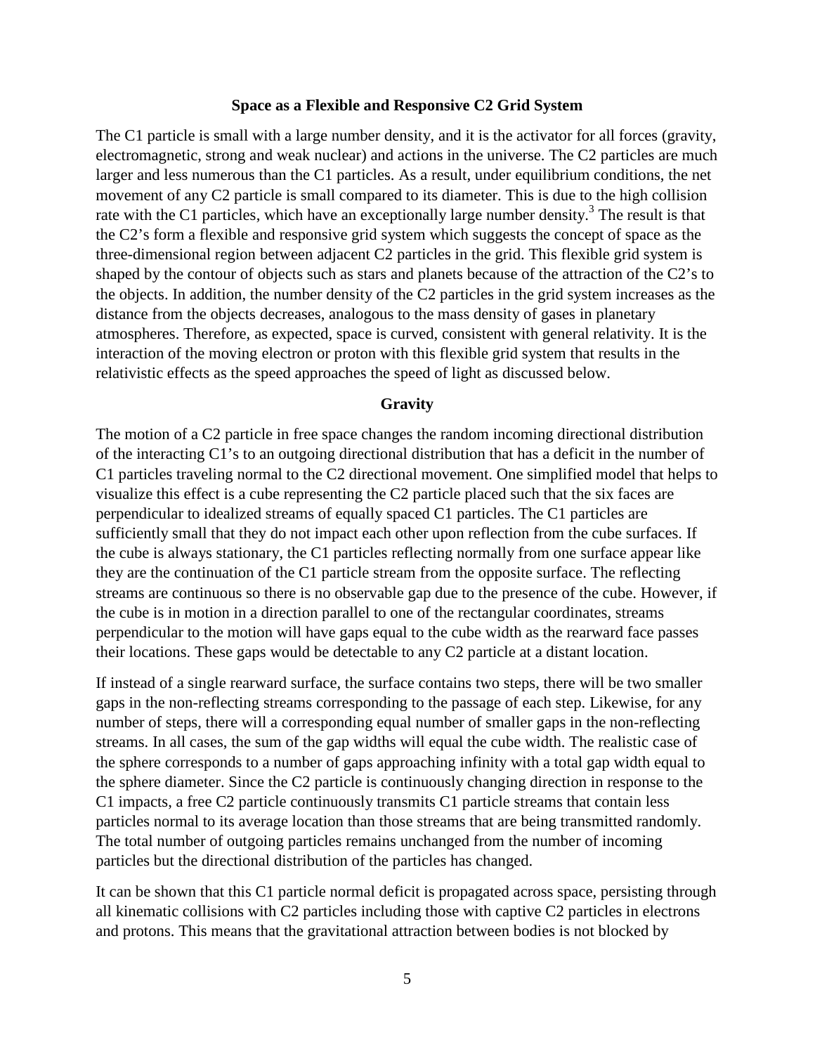## Space as a Flexible and Responsive C2 Grid System

The C1 particle is small with a large number density, and it is the activator for all forces (gravity, electromagnetic, strong and weak nuclear) and actions in the universe. The C2 particles are much larger and less numerous than the C1 particles. As a result, under equilibrium conditions, the net movement of any C2 particle is small compared to its diameter. This is due to the high collision rate with the C1 particles, which have an exceptionally large number density.[3] The result is that the C2's form a flexible and responsive grid system which suggests the concept of space as the three-dimensional region between adjacent C2 particles in the grid. This flexible grid system is shaped by the contour of objects such as stars and planets because of the attraction of the C2's to the objects. In addition, the number density of the C2 particles in the grid system increases as the distance from the objects decreases, analogous to the mass density of gases in planetary atmospheres. Therefore, as expected, space is curved, consistent with general relativity. It is the interaction of the moving electron or proton with this flexible grid system that results in the relativistic effects as the speed approaches the speed of light as discussed below.

## Gravity

The motion of a C2 particle in free space changes the random incoming directional distribution of the interacting C1's to an outgoing directional distribution that has a deficit in the number of C1 particles traveling normal to the C2 directional movement. One simplified model that helps to visualize this effect is a cube representing the C2 particle placed such that the six faces are perpendicular to idealized streams of equally spaced C1 particles. The C1 particles are sufficiently small that they do not impact each other upon reflection from the cube surfaces. If the cube is always stationary, the C1 particles reflecting normally from one surface appear like they are the continuation of the C1 particle stream from the opposite surface. The reflecting streams are continuous so there is no observable gap due to the presence of the cube. However, if the cube is in motion in a direction parallel to one of the rectangular coordinates, streams perpendicular to the motion will have gaps equal to the cube width as the rearward face passes their locations. These gaps would be detectable to any C2 particle at a distant location.

If instead of a single rearward surface, the surface contains two steps, there will be two smaller gaps in the non-reflecting streams corresponding to the passage of each step. Likewise, for any number of steps, there will a corresponding equal number of smaller gaps in the non-reflecting streams. In all cases, the sum of the gap widths will equal the cube width. The realistic case of the sphere corresponds to a number of gaps approaching infinity with a total gap width equal to the sphere diameter. Since the C2 particle is continuously changing direction in response to the C1 impacts, a free C2 particle continuously transmits C1 particle streams that contain less particles normal to its average location than those streams that are being transmitted randomly. The total number of outgoing particles remains unchanged from the number of incoming particles but the directional distribution of the particles has changed.

It can be shown that this C1 particle normal deficit is propagated across space, persisting through all kinematic collisions with C2 particles including those with captive C2 particles in electrons and protons. This means that the gravitational attraction between bodies is not blocked by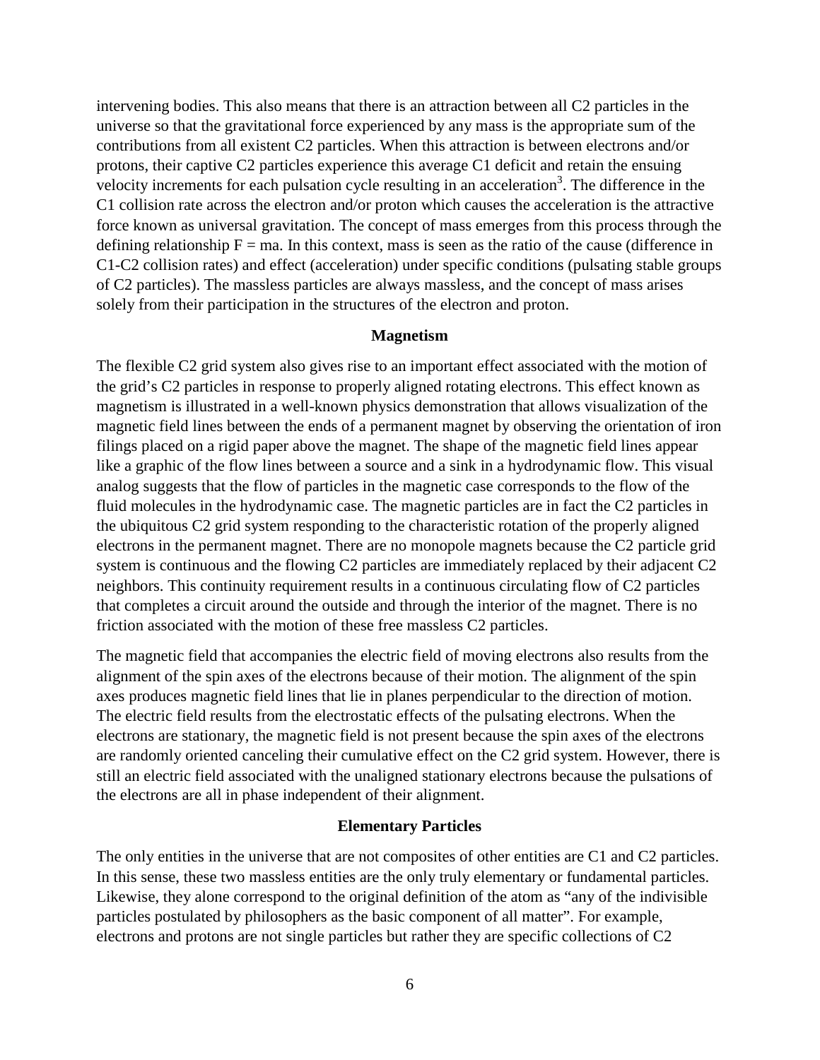intervening bodies. This also means that there is an attraction between all C2 particles in the universe so that the gravitational force experienced by any mass is the appropriate sum of the contributions from all existent C2 particles. When this attraction is between electrons and/or protons, their captive C2 particles experience this average C1 deficit and retain the ensuing velocity increments for each pulsation cycle resulting in an acceleration[3]. The difference in the C1 collision rate across the electron and/or proton which causes the acceleration is the attractive force known as universal gravitation. The concept of mass emerges from this process through the defining relationship $F = ma$. In this context, mass is seen as the ratio of the cause (difference in C1-C2 collision rates) and effect (acceleration) under specific conditions (pulsating stable groups of C2 particles). The massless particles are always massless, and the concept of mass arises solely from their participation in the structures of the electron and proton.

## Magnetism

The flexible C2 grid system also gives rise to an important effect associated with the motion of the grid's C2 particles in response to properly aligned rotating electrons. This effect known as magnetism is illustrated in a well-known physics demonstration that allows visualization of the magnetic field lines between the ends of a permanent magnet by observing the orientation of iron filings placed on a rigid paper above the magnet. The shape of the magnetic field lines appear like a graphic of the flow lines between a source and a sink in a hydrodynamic flow. This visual analog suggests that the flow of particles in the magnetic case corresponds to the flow of the fluid molecules in the hydrodynamic case. The magnetic particles are in fact the C2 particles in the ubiquitous C2 grid system responding to the characteristic rotation of the properly aligned electrons in the permanent magnet. There are no monopole magnets because the C2 particle grid system is continuous and the flowing C2 particles are immediately replaced by their adjacent C2 neighbors. This continuity requirement results in a continuous circulating flow of C2 particles that completes a circuit around the outside and through the interior of the magnet. There is no friction associated with the motion of these free massless C2 particles.

The magnetic field that accompanies the electric field of moving electrons also results from the alignment of the spin axes of the electrons because of their motion. The alignment of the spin axes produces magnetic field lines that lie in planes perpendicular to the direction of motion. The electric field results from the electrostatic effects of the pulsating electrons. When the electrons are stationary, the magnetic field is not present because the spin axes of the electrons are randomly oriented canceling their cumulative effect on the C2 grid system. However, there is still an electric field associated with the unaligned stationary electrons because the pulsations of the electrons are all in phase independent of their alignment.

## Elementary Particles

The only entities in the universe that are not composites of other entities are C1 and C2 particles. In this sense, these two massless entities are the only truly elementary or fundamental particles. Likewise, they alone correspond to the original definition of the atom as "any of the indivisible particles postulated by philosophers as the basic component of all matter". For example, electrons and protons are not single particles but rather they are specific collections of C2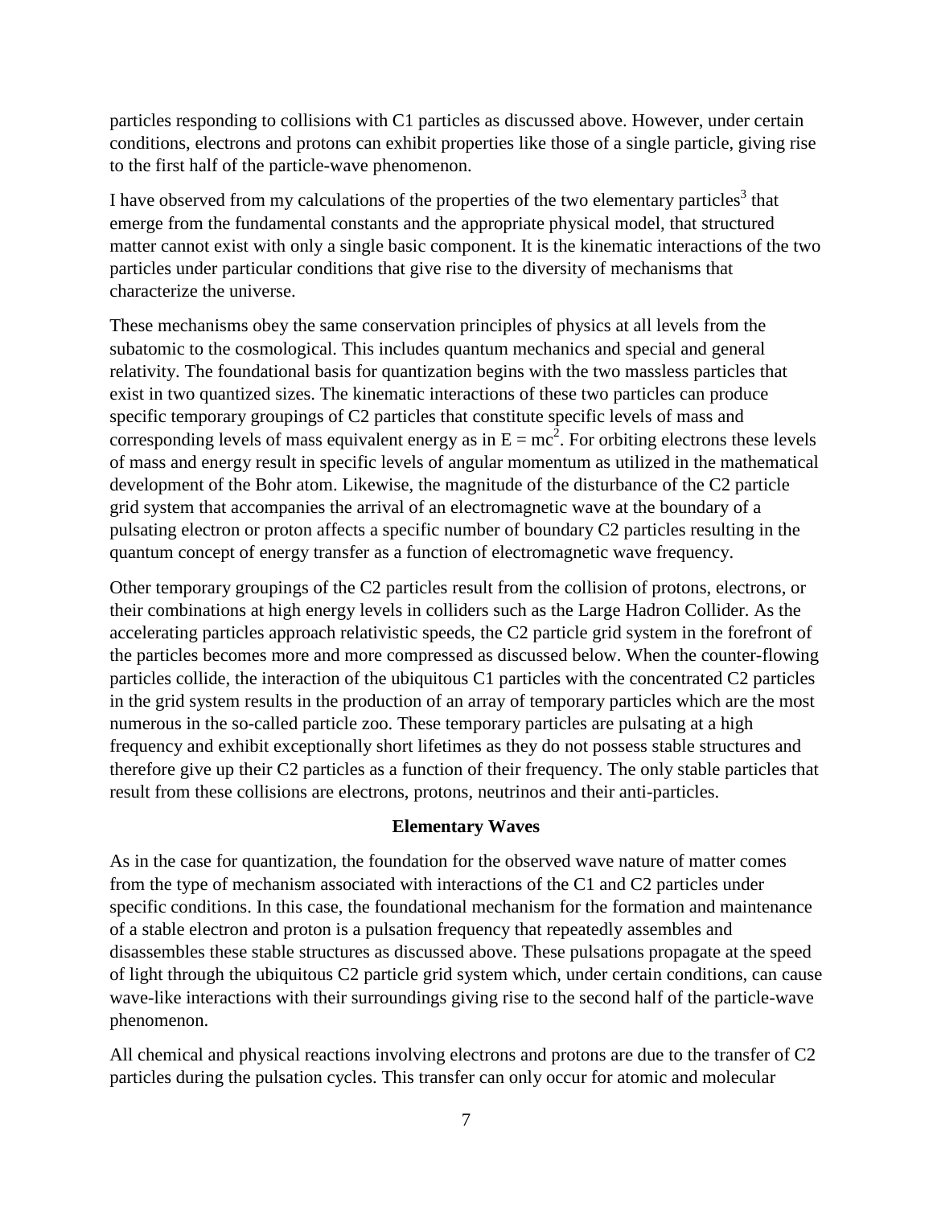particles responding to collisions with C1 particles as discussed above. However, under certain conditions, electrons and protons can exhibit properties like those of a single particle, giving rise to the first half of the particle-wave phenomenon.

I have observed from my calculations of the properties of the two elementary particles[3] that emerge from the fundamental constants and the appropriate physical model, that structured matter cannot exist with only a single basic component. It is the kinematic interactions of the two particles under particular conditions that give rise to the diversity of mechanisms that characterize the universe.

These mechanisms obey the same conservation principles of physics at all levels from the subatomic to the cosmological. This includes quantum mechanics and special and general relativity. The foundational basis for quantization begins with the two massless particles that exist in two quantized sizes. The kinematic interactions of these two particles can produce specific temporary groupings of C2 particles that constitute specific levels of mass and corresponding levels of mass equivalent energy as in $E = mc^2$. For orbiting electrons these levels of mass and energy result in specific levels of angular momentum as utilized in the mathematical development of the Bohr atom. Likewise, the magnitude of the disturbance of the C2 particle grid system that accompanies the arrival of an electromagnetic wave at the boundary of a pulsating electron or proton affects a specific number of boundary C2 particles resulting in the quantum concept of energy transfer as a function of electromagnetic wave frequency.

Other temporary groupings of the C2 particles result from the collision of protons, electrons, or their combinations at high energy levels in colliders such as the Large Hadron Collider. As the accelerating particles approach relativistic speeds, the C2 particle grid system in the forefront of the particles becomes more and more compressed as discussed below. When the counter-flowing particles collide, the interaction of the ubiquitous C1 particles with the concentrated C2 particles in the grid system results in the production of an array of temporary particles which are the most numerous in the so-called particle zoo. These temporary particles are pulsating at a high frequency and exhibit exceptionally short lifetimes as they do not possess stable structures and therefore give up their C2 particles as a function of their frequency. The only stable particles that result from these collisions are electrons, protons, neutrinos and their anti-particles.

## Elementary Waves

As in the case for quantization, the foundation for the observed wave nature of matter comes from the type of mechanism associated with interactions of the C1 and C2 particles under specific conditions. In this case, the foundational mechanism for the formation and maintenance of a stable electron and proton is a pulsation frequency that repeatedly assembles and disassembles these stable structures as discussed above. These pulsations propagate at the speed of light through the ubiquitous C2 particle grid system which, under certain conditions, can cause wave-like interactions with their surroundings giving rise to the second half of the particle-wave phenomenon.

All chemical and physical reactions involving electrons and protons are due to the transfer of C2 particles during the pulsation cycles. This transfer can only occur for atomic and molecular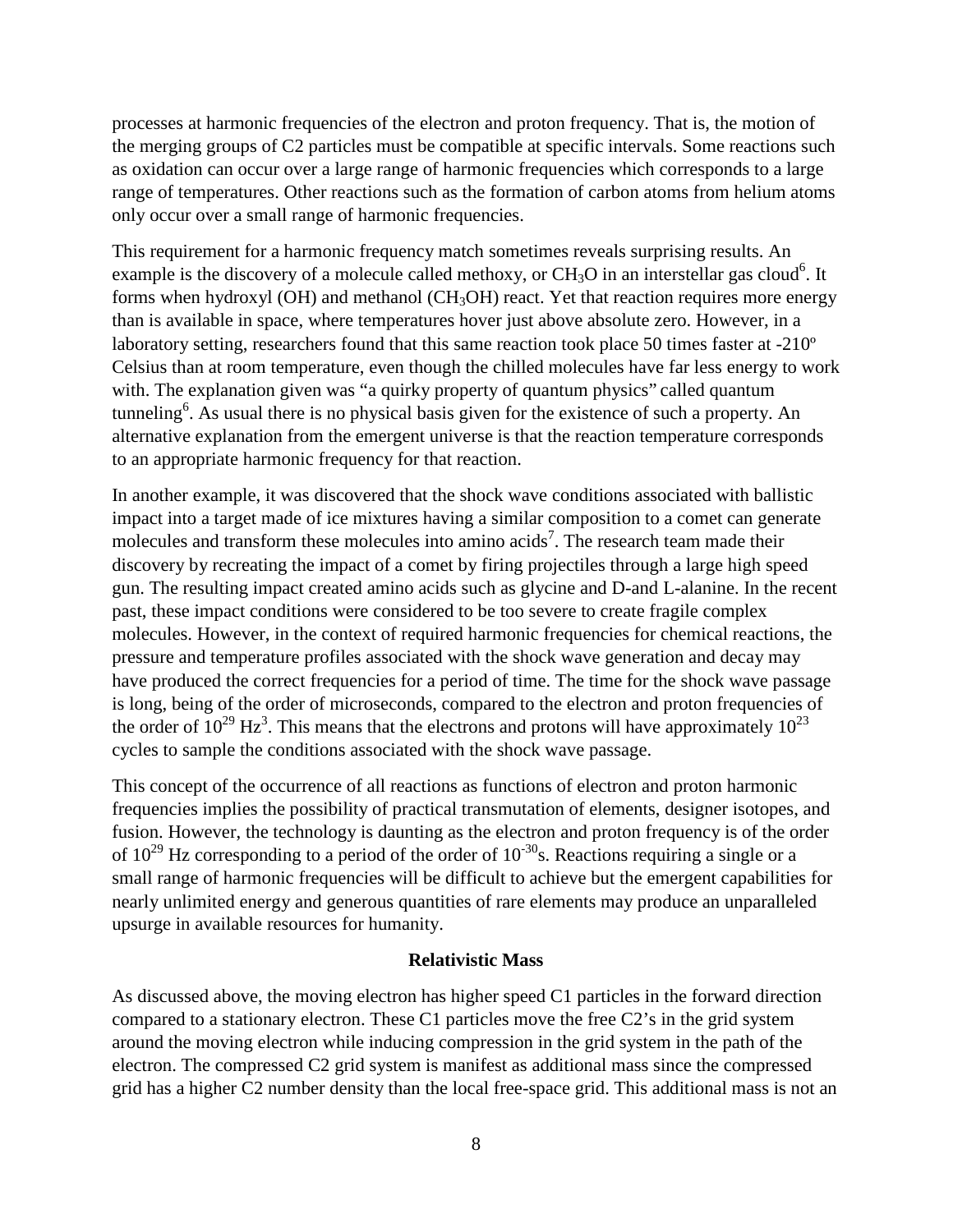processes at harmonic frequencies of the electron and proton frequency. That is, the motion of the merging groups of C2 particles must be compatible at specific intervals. Some reactions such as oxidation can occur over a large range of harmonic frequencies which corresponds to a large range of temperatures. Other reactions such as the formation of carbon atoms from helium atoms only occur over a small range of harmonic frequencies.

This requirement for a harmonic frequency match sometimes reveals surprising results. An example is the discovery of a molecule called methoxy, or $CH_3O$ in an interstellar gas cloud[6]. It forms when hydroxyl (OH) and methanol ($CH_3OH$) react. Yet that reaction requires more energy than is available in space, where temperatures hover just above absolute zero. However, in a laboratory setting, researchers found that this same reaction took place 50 times faster at -210º Celsius than at room temperature, even though the chilled molecules have far less energy to work with. The explanation given was "a quirky property of quantum physics" called quantum tunneling[6]. As usual there is no physical basis given for the existence of such a property. An alternative explanation from the emergent universe is that the reaction temperature corresponds to an appropriate harmonic frequency for that reaction.

In another example, it was discovered that the shock wave conditions associated with ballistic impact into a target made of ice mixtures having a similar composition to a comet can generate molecules and transform these molecules into amino acids[7]. The research team made their discovery by recreating the impact of a comet by firing projectiles through a large high speed gun. The resulting impact created amino acids such as glycine and D-and L-alanine. In the recent past, these impact conditions were considered to be too severe to create fragile complex molecules. However, in the context of required harmonic frequencies for chemical reactions, the pressure and temperature profiles associated with the shock wave generation and decay may have produced the correct frequencies for a period of time. The time for the shock wave passage is long, being of the order of microseconds, compared to the electron and proton frequencies of the order of $10^{29}$ Hz[3]. This means that the electrons and protons will have approximately $10^{23}$ cycles to sample the conditions associated with the shock wave passage.

This concept of the occurrence of all reactions as functions of electron and proton harmonic frequencies implies the possibility of practical transmutation of elements, designer isotopes, and fusion. However, the technology is daunting as the electron and proton frequency is of the order of $10^{29}$ Hz corresponding to a period of the order of $10^{-30}$s. Reactions requiring a single or a small range of harmonic frequencies will be difficult to achieve but the emergent capabilities for nearly unlimited energy and generous quantities of rare elements may produce an unparalleled upsurge in available resources for humanity.

## Relativistic Mass

As discussed above, the moving electron has higher speed C1 particles in the forward direction compared to a stationary electron. These C1 particles move the free C2's in the grid system around the moving electron while inducing compression in the grid system in the path of the electron. The compressed C2 grid system is manifest as additional mass since the compressed grid has a higher C2 number density than the local free-space grid. This additional mass is not an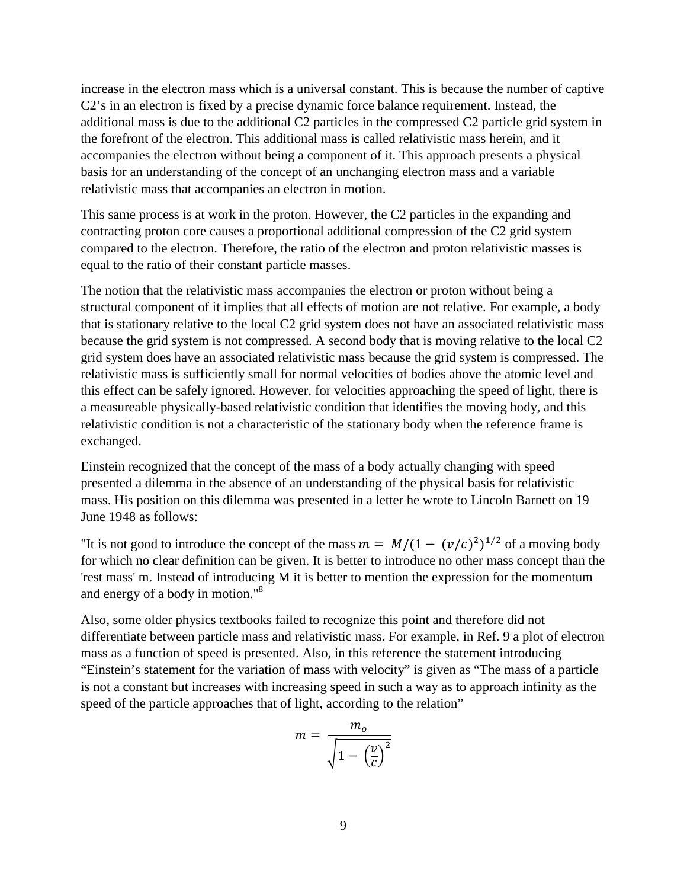increase in the electron mass which is a universal constant. This is because the number of captive C2's in an electron is fixed by a precise dynamic force balance requirement. Instead, the additional mass is due to the additional C2 particles in the compressed C2 particle grid system in the forefront of the electron. This additional mass is called relativistic mass herein, and it accompanies the electron without being a component of it. This approach presents a physical basis for an understanding of the concept of an unchanging electron mass and a variable relativistic mass that accompanies an electron in motion.

This same process is at work in the proton. However, the C2 particles in the expanding and contracting proton core causes a proportional additional compression of the C2 grid system compared to the electron. Therefore, the ratio of the electron and proton relativistic masses is equal to the ratio of their constant particle masses.

The notion that the relativistic mass accompanies the electron or proton without being a structural component of it implies that all effects of motion are not relative. For example, a body that is stationary relative to the local C2 grid system does not have an associated relativistic mass because the grid system is not compressed. A second body that is moving relative to the local C2 grid system does have an associated relativistic mass because the grid system is compressed. The relativistic mass is sufficiently small for normal velocities of bodies above the atomic level and this effect can be safely ignored. However, for velocities approaching the speed of light, there is a measureable physically-based relativistic condition that identifies the moving body, and this relativistic condition is not a characteristic of the stationary body when the reference frame is exchanged.

Einstein recognized that the concept of the mass of a body actually changing with speed presented a dilemma in the absence of an understanding of the physical basis for relativistic mass. His position on this dilemma was presented in a letter he wrote to Lincoln Barnett on 19 June 1948 as follows:

"It is not good to introduce the concept of the mass $m = M/(1 - (v/c)^2)^{1/2}$ of a moving body for which no clear definition can be given. It is better to introduce no other mass concept than the 'rest mass' m. Instead of introducing M it is better to mention the expression for the momentum and energy of a body in motion."[8]

Also, some older physics textbooks failed to recognize this point and therefore did not differentiate between particle mass and relativistic mass. For example, in Ref. 9 a plot of electron mass as a function of speed is presented. Also, in this reference the statement introducing "Einstein's statement for the variation of mass with velocity" is given as "The mass of a particle is not a constant but increases with increasing speed in such a way as to approach infinity as the speed of the particle approaches that of light, according to the relation"

$$m = \frac{m_o}{\sqrt{1 - \left(\frac{v}{c}\right)^2}}$$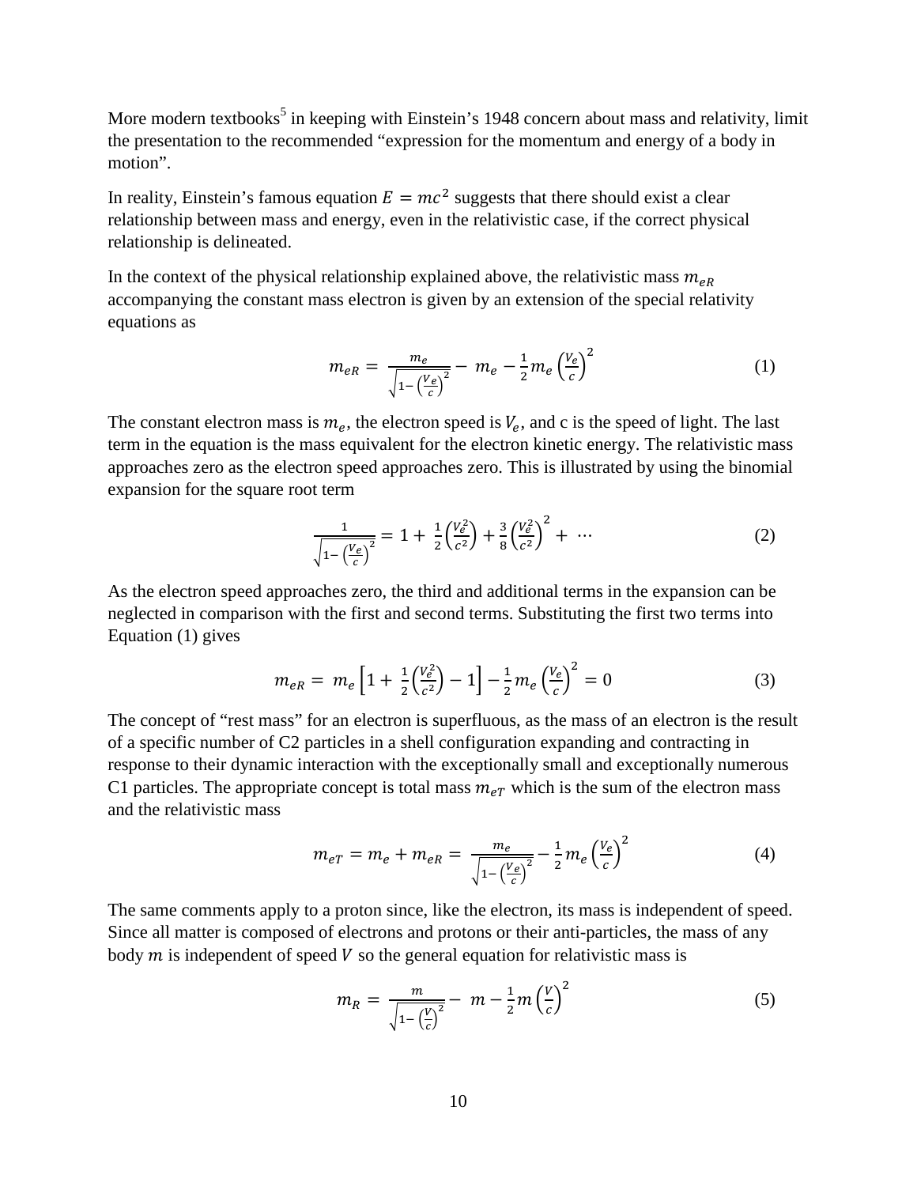More modern textbooks[5] in keeping with Einstein's 1948 concern about mass and relativity, limit the presentation to the recommended "expression for the momentum and energy of a body in motion".

In reality, Einstein's famous equation $E = mc^2$ suggests that there should exist a clear relationship between mass and energy, even in the relativistic case, if the correct physical relationship is delineated.

In the context of the physical relationship explained above, the relativistic mass $m_{eR}$ accompanying the constant mass electron is given by an extension of the special relativity equations as

$$m_{eR} = \frac{m_e}{\sqrt{1 - \left(\frac{V_e}{c}\right)^2}} - m_e - \frac{1}{2} m_e \left(\frac{V_e}{c}\right)^2 \tag{1}$$

The constant electron mass is $m_e$, the electron speed is $V_e$, and c is the speed of light. The last term in the equation is the mass equivalent for the electron kinetic energy. The relativistic mass approaches zero as the electron speed approaches zero. This is illustrated by using the binomial expansion for the square root term

$$\frac{1}{\sqrt{1 - \left(\frac{V_e}{c}\right)^2}} = 1 + \frac{1}{2}\left(\frac{V_e^2}{c^2}\right) + \frac{3}{8}\left(\frac{V_e^2}{c^2}\right)^2 + \cdots \tag{2}$$

As the electron speed approaches zero, the third and additional terms in the expansion can be neglected in comparison with the first and second terms. Substituting the first two terms into Equation (1) gives

$$m_{eR} = m_e \left[1 + \frac{1}{2}\left(\frac{V_e^2}{c^2}\right) - 1\right] - \frac{1}{2} m_e \left(\frac{V_e}{c}\right)^2 = 0 \tag{3}$$

The concept of "rest mass" for an electron is superfluous, as the mass of an electron is the result of a specific number of C2 particles in a shell configuration expanding and contracting in response to their dynamic interaction with the exceptionally small and exceptionally numerous C1 particles. The appropriate concept is total mass $m_{eT}$ which is the sum of the electron mass and the relativistic mass

$$m_{eT} = m_e + m_{eR} = \frac{m_e}{\sqrt{1 - \left(\frac{V_e}{c}\right)^2}} - \frac{1}{2} m_e \left(\frac{V_e}{c}\right)^2 \tag{4}$$

The same comments apply to a proton since, like the electron, its mass is independent of speed. Since all matter is composed of electrons and protons or their anti-particles, the mass of any body $m$ is independent of speed $V$ so the general equation for relativistic mass is

$$m_R = \frac{m}{\sqrt{1 - \left(\frac{V}{c}\right)^2}} - m - \frac{1}{2} m \left(\frac{V}{c}\right)^2 \tag{5}$$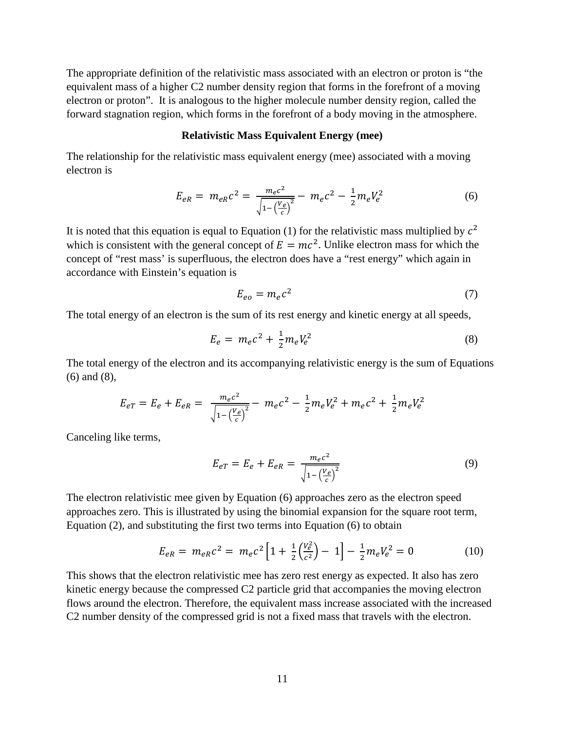The appropriate definition of the relativistic mass associated with an electron or proton is "the equivalent mass of a higher C2 number density region that forms in the forefront of a moving electron or proton". It is analogous to the higher molecule number density region, called the forward stagnation region, which forms in the forefront of a body moving in the atmosphere.

### Relativistic Mass Equivalent Energy (mee)

The relationship for the relativistic mass equivalent energy (mee) associated with a moving electron is

$$E_{eR} = m_{eR}c^2 = \frac{m_e c^2}{\sqrt{1-\left(\frac{V_e}{c}\right)^2}} - m_e c^2 - \frac{1}{2}m_e V_e^2 \tag{6}$$

It is noted that this equation is equal to Equation (1) for the relativistic mass multiplied by $c^2$ which is consistent with the general concept of $E = mc^2$. Unlike electron mass for which the concept of "rest mass' is superfluous, the electron does have a "rest energy" which again in accordance with Einstein's equation is

$$E_{eo} = m_e c^2 \tag{7}$$

The total energy of an electron is the sum of its rest energy and kinetic energy at all speeds,

$$E_e = m_e c^2 + \frac{1}{2}m_e V_e^2 \tag{8}$$

The total energy of the electron and its accompanying relativistic energy is the sum of Equations (6) and (8),

$$E_{eT} = E_e + E_{eR} = \frac{m_e c^2}{\sqrt{1-\left(\frac{V_e}{c}\right)^2}} - m_e c^2 - \frac{1}{2}m_e V_e^2 + m_e c^2 + \frac{1}{2}m_e V_e^2$$

Canceling like terms,

$$E_{eT} = E_e + E_{eR} = \frac{m_e c^2}{\sqrt{1-\left(\frac{V_e}{c}\right)^2}} \tag{9}$$

The electron relativistic mee given by Equation (6) approaches zero as the electron speed approaches zero. This is illustrated by using the binomial expansion for the square root term, Equation (2), and substituting the first two terms into Equation (6) to obtain

$$E_{eR} = m_{eR}c^2 = m_e c^2\left[1 + \frac{1}{2}\left(\frac{V_e^2}{c^2}\right) - 1\right] - \frac{1}{2}m_e V_e^2 = 0 \tag{10}$$

This shows that the electron relativistic mee has zero rest energy as expected. It also has zero kinetic energy because the compressed C2 particle grid that accompanies the moving electron flows around the electron. Therefore, the equivalent mass increase associated with the increased C2 number density of the compressed grid is not a fixed mass that travels with the electron.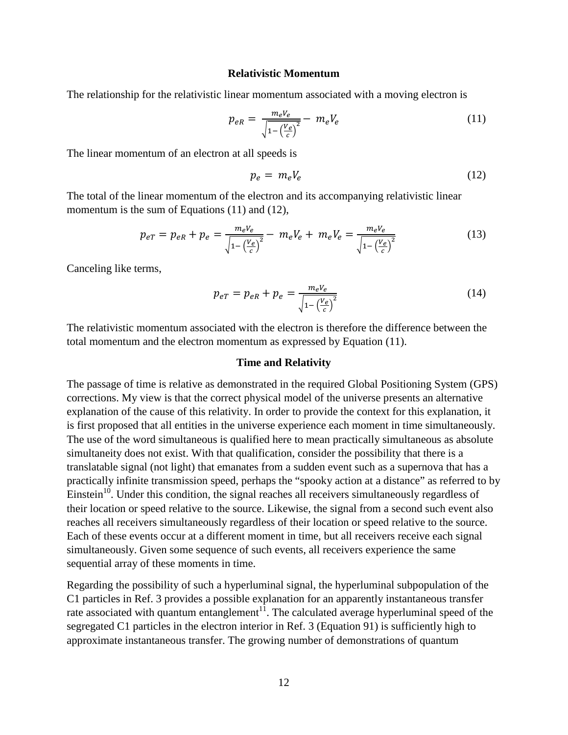### Relativistic Momentum

The relationship for the relativistic linear momentum associated with a moving electron is

$$p_{eR} = \frac{m_e V_e}{\sqrt{1-\left(\frac{V_e}{c}\right)^2}} - m_e V_e \tag{11}$$

The linear momentum of an electron at all speeds is

$$p_e = m_e V_e \tag{12}$$

The total of the linear momentum of the electron and its accompanying relativistic linear momentum is the sum of Equations (11) and (12),

$$p_{eT} = p_{eR} + p_e = \frac{m_e V_e}{\sqrt{1-\left(\frac{V_e}{c}\right)^2}} - m_e V_e + m_e V_e = \frac{m_e V_e}{\sqrt{1-\left(\frac{V_e}{c}\right)^2}} \tag{13}$$

Canceling like terms,

$$p_{eT} = p_{eR} + p_e = \frac{m_e V_e}{\sqrt{1-\left(\frac{V_e}{c}\right)^2}} \tag{14}$$

The relativistic momentum associated with the electron is therefore the difference between the total momentum and the electron momentum as expressed by Equation (11).

### Time and Relativity

The passage of time is relative as demonstrated in the required Global Positioning System (GPS) corrections. My view is that the correct physical model of the universe presents an alternative explanation of the cause of this relativity. In order to provide the context for this explanation, it is first proposed that all entities in the universe experience each moment in time simultaneously. The use of the word simultaneous is qualified here to mean practically simultaneous as absolute simultaneity does not exist. With that qualification, consider the possibility that there is a translatable signal (not light) that emanates from a sudden event such as a supernova that has a practically infinite transmission speed, perhaps the "spooky action at a distance" as referred to by Einstein[10]. Under this condition, the signal reaches all receivers simultaneously regardless of their location or speed relative to the source. Likewise, the signal from a second such event also reaches all receivers simultaneously regardless of their location or speed relative to the source. Each of these events occur at a different moment in time, but all receivers receive each signal simultaneously. Given some sequence of such events, all receivers experience the same sequential array of these moments in time.

Regarding the possibility of such a hyperluminal signal, the hyperluminal subpopulation of the C1 particles in Ref. 3 provides a possible explanation for an apparently instantaneous transfer rate associated with quantum entanglement[11]. The calculated average hyperluminal speed of the segregated C1 particles in the electron interior in Ref. 3 (Equation 91) is sufficiently high to approximate instantaneous transfer. The growing number of demonstrations of quantum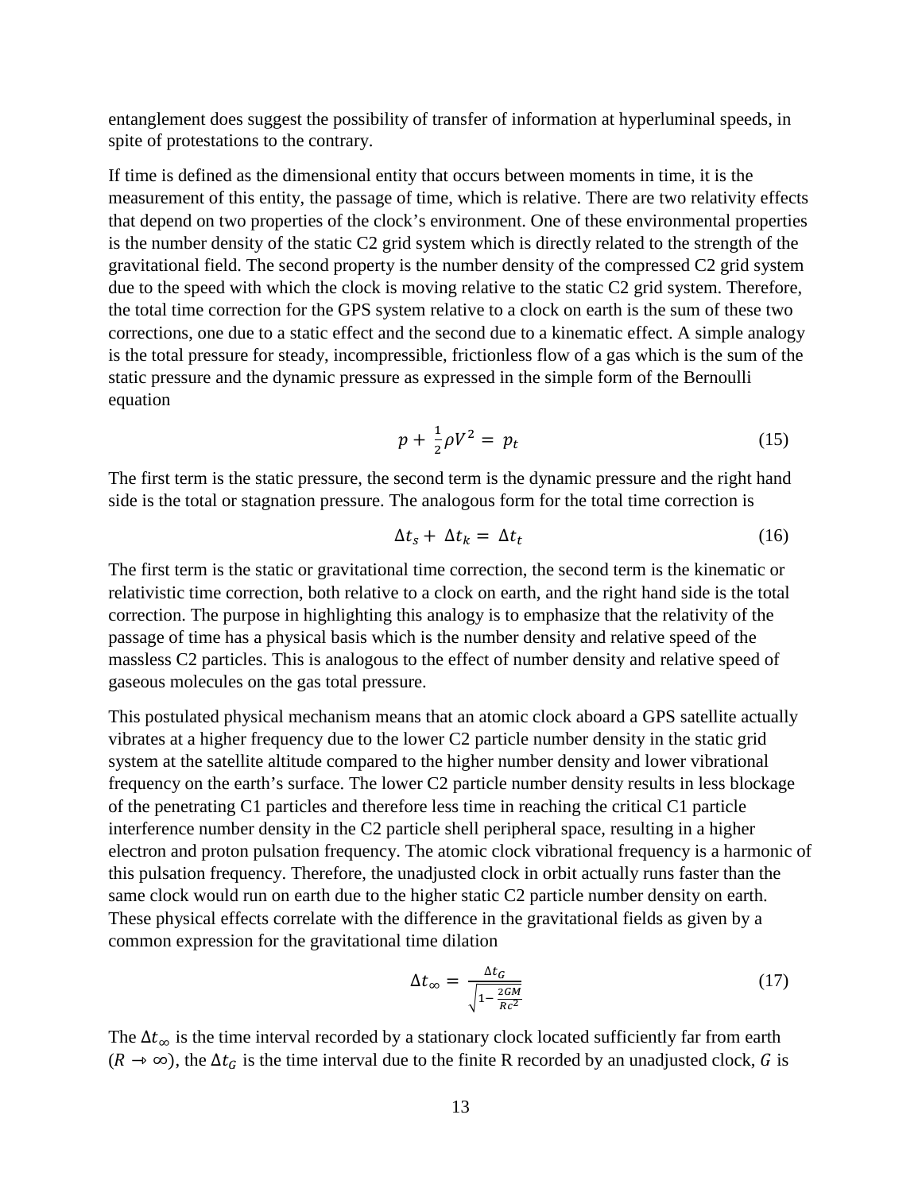entanglement does suggest the possibility of transfer of information at hyperluminal speeds, in spite of protestations to the contrary.

If time is defined as the dimensional entity that occurs between moments in time, it is the measurement of this entity, the passage of time, which is relative. There are two relativity effects that depend on two properties of the clock's environment. One of these environmental properties is the number density of the static C2 grid system which is directly related to the strength of the gravitational field. The second property is the number density of the compressed C2 grid system due to the speed with which the clock is moving relative to the static C2 grid system. Therefore, the total time correction for the GPS system relative to a clock on earth is the sum of these two corrections, one due to a static effect and the second due to a kinematic effect. A simple analogy is the total pressure for steady, incompressible, frictionless flow of a gas which is the sum of the static pressure and the dynamic pressure as expressed in the simple form of the Bernoulli equation

$$p + \frac{1}{2}\rho V^2 = p_t \tag{15}$$

The first term is the static pressure, the second term is the dynamic pressure and the right hand side is the total or stagnation pressure. The analogous form for the total time correction is

$$\Delta t_s + \Delta t_k = \Delta t_t \tag{16}$$

The first term is the static or gravitational time correction, the second term is the kinematic or relativistic time correction, both relative to a clock on earth, and the right hand side is the total correction. The purpose in highlighting this analogy is to emphasize that the relativity of the passage of time has a physical basis which is the number density and relative speed of the massless C2 particles. This is analogous to the effect of number density and relative speed of gaseous molecules on the gas total pressure.

This postulated physical mechanism means that an atomic clock aboard a GPS satellite actually vibrates at a higher frequency due to the lower C2 particle number density in the static grid system at the satellite altitude compared to the higher number density and lower vibrational frequency on the earth's surface. The lower C2 particle number density results in less blockage of the penetrating C1 particles and therefore less time in reaching the critical C1 particle interference number density in the C2 particle shell peripheral space, resulting in a higher electron and proton pulsation frequency. The atomic clock vibrational frequency is a harmonic of this pulsation frequency. Therefore, the unadjusted clock in orbit actually runs faster than the same clock would run on earth due to the higher static C2 particle number density on earth. These physical effects correlate with the difference in the gravitational fields as given by a common expression for the gravitational time dilation

$$\Delta t_\infty = \frac{\Delta t_G}{\sqrt{1 - \frac{2GM}{Rc^2}}} \tag{17}$$

The $\Delta t_\infty$ is the time interval recorded by a stationary clock located sufficiently far from earth ($R \to \infty$), the $\Delta t_G$ is the time interval due to the finite R recorded by an unadjusted clock, $G$ is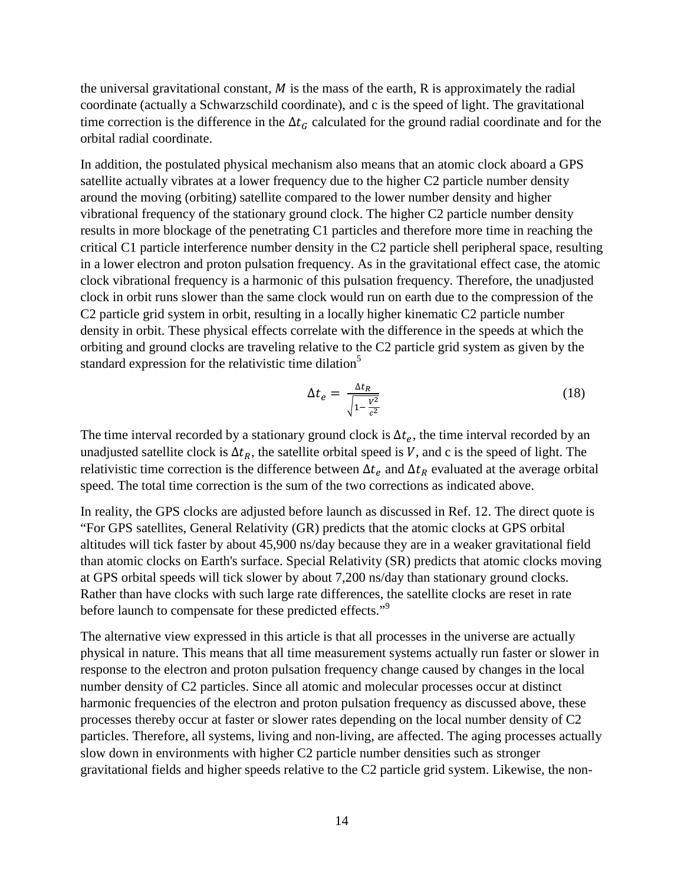the universal gravitational constant, $M$ is the mass of the earth, R is approximately the radial coordinate (actually a Schwarzschild coordinate), and c is the speed of light. The gravitational time correction is the difference in the $\Delta t_G$ calculated for the ground radial coordinate and for the orbital radial coordinate.

In addition, the postulated physical mechanism also means that an atomic clock aboard a GPS satellite actually vibrates at a lower frequency due to the higher C2 particle number density around the moving (orbiting) satellite compared to the lower number density and higher vibrational frequency of the stationary ground clock. The higher C2 particle number density results in more blockage of the penetrating C1 particles and therefore more time in reaching the critical C1 particle interference number density in the C2 particle shell peripheral space, resulting in a lower electron and proton pulsation frequency. As in the gravitational effect case, the atomic clock vibrational frequency is a harmonic of this pulsation frequency. Therefore, the unadjusted clock in orbit runs slower than the same clock would run on earth due to the compression of the C2 particle grid system in orbit, resulting in a locally higher kinematic C2 particle number density in orbit. These physical effects correlate with the difference in the speeds at which the orbiting and ground clocks are traveling relative to the C2 particle grid system as given by the standard expression for the relativistic time dilation[5]

$$\Delta t_e = \frac{\Delta t_R}{\sqrt{1 - \frac{V^2}{c^2}}} \tag{18}$$

The time interval recorded by a stationary ground clock is $\Delta t_e$, the time interval recorded by an unadjusted satellite clock is $\Delta t_R$, the satellite orbital speed is $V$, and c is the speed of light. The relativistic time correction is the difference between $\Delta t_e$ and $\Delta t_R$ evaluated at the average orbital speed. The total time correction is the sum of the two corrections as indicated above.

In reality, the GPS clocks are adjusted before launch as discussed in Ref. 12. The direct quote is "For GPS satellites, General Relativity (GR) predicts that the atomic clocks at GPS orbital altitudes will tick faster by about 45,900 ns/day because they are in a weaker gravitational field than atomic clocks on Earth's surface. Special Relativity (SR) predicts that atomic clocks moving at GPS orbital speeds will tick slower by about 7,200 ns/day than stationary ground clocks. Rather than have clocks with such large rate differences, the satellite clocks are reset in rate before launch to compensate for these predicted effects."[9]

The alternative view expressed in this article is that all processes in the universe are actually physical in nature. This means that all time measurement systems actually run faster or slower in response to the electron and proton pulsation frequency change caused by changes in the local number density of C2 particles. Since all atomic and molecular processes occur at distinct harmonic frequencies of the electron and proton pulsation frequency as discussed above, these processes thereby occur at faster or slower rates depending on the local number density of C2 particles. Therefore, all systems, living and non-living, are affected. The aging processes actually slow down in environments with higher C2 particle number densities such as stronger gravitational fields and higher speeds relative to the C2 particle grid system. Likewise, the non-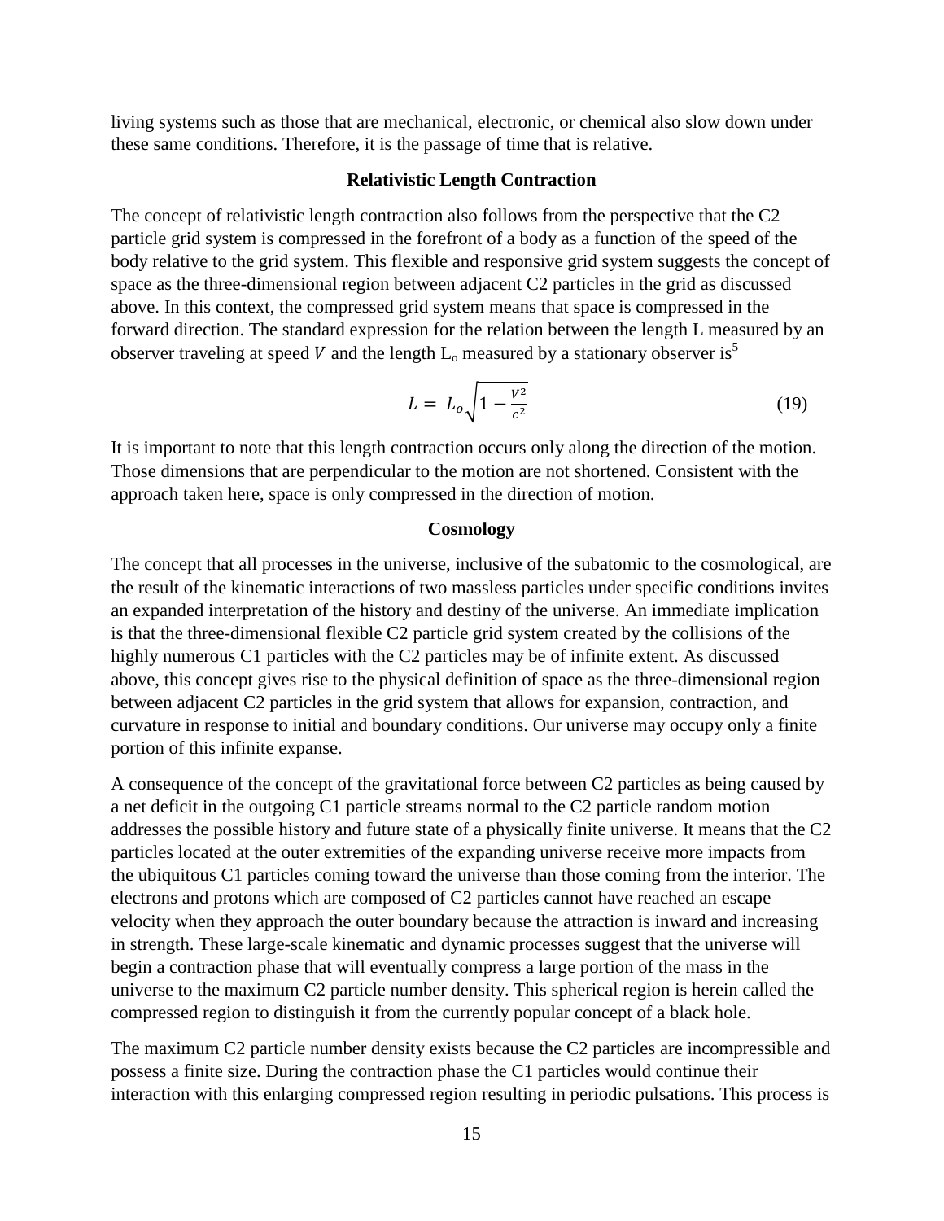living systems such as those that are mechanical, electronic, or chemical also slow down under these same conditions. Therefore, it is the passage of time that is relative.

### Relativistic Length Contraction

The concept of relativistic length contraction also follows from the perspective that the C2 particle grid system is compressed in the forefront of a body as a function of the speed of the body relative to the grid system. This flexible and responsive grid system suggests the concept of space as the three-dimensional region between adjacent C2 particles in the grid as discussed above. In this context, the compressed grid system means that space is compressed in the forward direction. The standard expression for the relation between the length L measured by an observer traveling at speed $V$ and the length $L_o$ measured by a stationary observer is[5]

$$L = L_o\sqrt{1 - \frac{V^2}{c^2}} \tag{19}$$

It is important to note that this length contraction occurs only along the direction of the motion. Those dimensions that are perpendicular to the motion are not shortened. Consistent with the approach taken here, space is only compressed in the direction of motion.

### Cosmology

The concept that all processes in the universe, inclusive of the subatomic to the cosmological, are the result of the kinematic interactions of two massless particles under specific conditions invites an expanded interpretation of the history and destiny of the universe. An immediate implication is that the three-dimensional flexible C2 particle grid system created by the collisions of the highly numerous C1 particles with the C2 particles may be of infinite extent. As discussed above, this concept gives rise to the physical definition of space as the three-dimensional region between adjacent C2 particles in the grid system that allows for expansion, contraction, and curvature in response to initial and boundary conditions. Our universe may occupy only a finite portion of this infinite expanse.

A consequence of the concept of the gravitational force between C2 particles as being caused by a net deficit in the outgoing C1 particle streams normal to the C2 particle random motion addresses the possible history and future state of a physically finite universe. It means that the C2 particles located at the outer extremities of the expanding universe receive more impacts from the ubiquitous C1 particles coming toward the universe than those coming from the interior. The electrons and protons which are composed of C2 particles cannot have reached an escape velocity when they approach the outer boundary because the attraction is inward and increasing in strength. These large-scale kinematic and dynamic processes suggest that the universe will begin a contraction phase that will eventually compress a large portion of the mass in the universe to the maximum C2 particle number density. This spherical region is herein called the compressed region to distinguish it from the currently popular concept of a black hole.

The maximum C2 particle number density exists because the C2 particles are incompressible and possess a finite size. During the contraction phase the C1 particles would continue their interaction with this enlarging compressed region resulting in periodic pulsations. This process is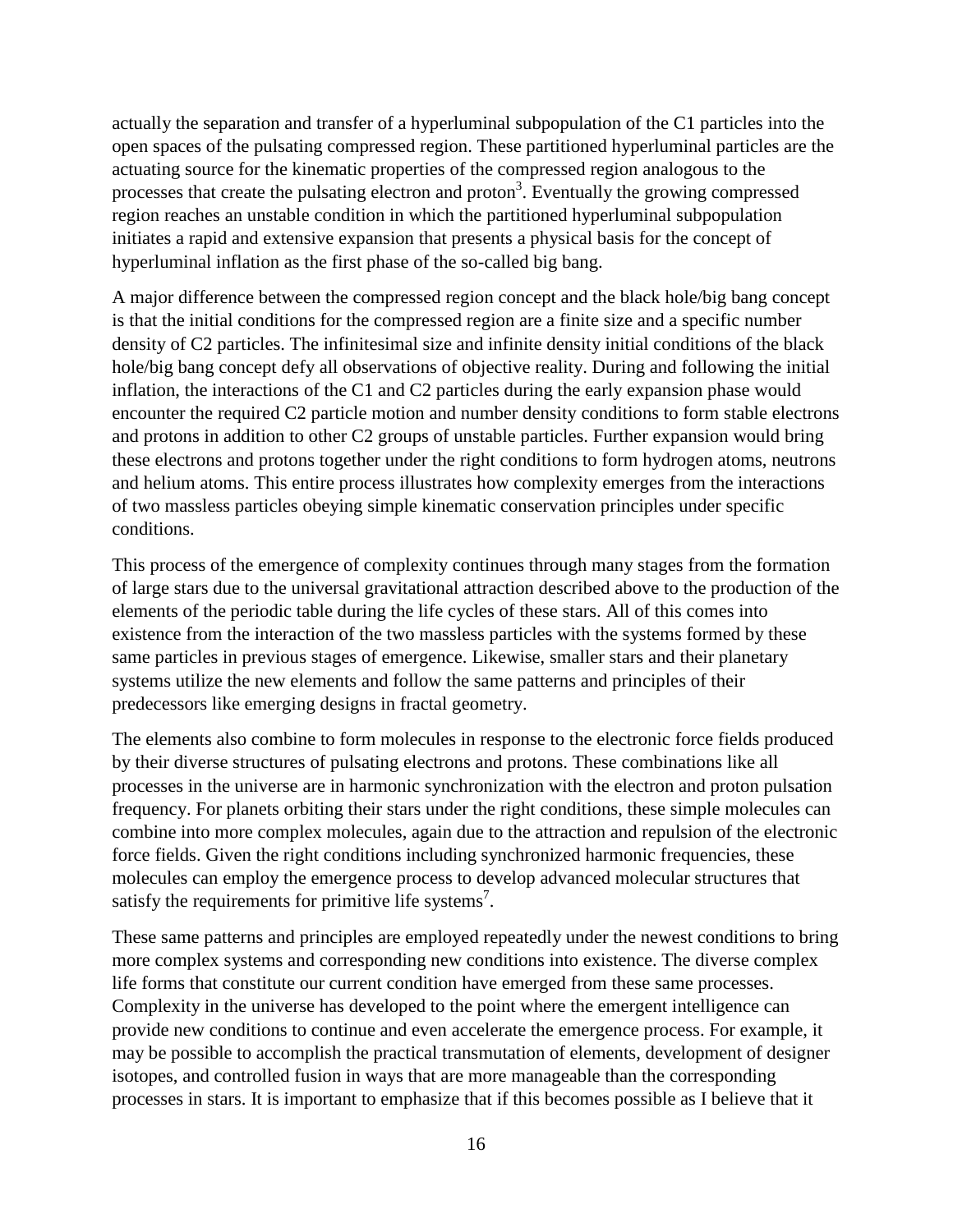actually the separation and transfer of a hyperluminal subpopulation of the C1 particles into the open spaces of the pulsating compressed region. These partitioned hyperluminal particles are the actuating source for the kinematic properties of the compressed region analogous to the processes that create the pulsating electron and proton[3]. Eventually the growing compressed region reaches an unstable condition in which the partitioned hyperluminal subpopulation initiates a rapid and extensive expansion that presents a physical basis for the concept of hyperluminal inflation as the first phase of the so-called big bang.

A major difference between the compressed region concept and the black hole/big bang concept is that the initial conditions for the compressed region are a finite size and a specific number density of C2 particles. The infinitesimal size and infinite density initial conditions of the black hole/big bang concept defy all observations of objective reality. During and following the initial inflation, the interactions of the C1 and C2 particles during the early expansion phase would encounter the required C2 particle motion and number density conditions to form stable electrons and protons in addition to other C2 groups of unstable particles. Further expansion would bring these electrons and protons together under the right conditions to form hydrogen atoms, neutrons and helium atoms. This entire process illustrates how complexity emerges from the interactions of two massless particles obeying simple kinematic conservation principles under specific conditions.

This process of the emergence of complexity continues through many stages from the formation of large stars due to the universal gravitational attraction described above to the production of the elements of the periodic table during the life cycles of these stars. All of this comes into existence from the interaction of the two massless particles with the systems formed by these same particles in previous stages of emergence. Likewise, smaller stars and their planetary systems utilize the new elements and follow the same patterns and principles of their predecessors like emerging designs in fractal geometry.

The elements also combine to form molecules in response to the electronic force fields produced by their diverse structures of pulsating electrons and protons. These combinations like all processes in the universe are in harmonic synchronization with the electron and proton pulsation frequency. For planets orbiting their stars under the right conditions, these simple molecules can combine into more complex molecules, again due to the attraction and repulsion of the electronic force fields. Given the right conditions including synchronized harmonic frequencies, these molecules can employ the emergence process to develop advanced molecular structures that satisfy the requirements for primitive life systems[7].

These same patterns and principles are employed repeatedly under the newest conditions to bring more complex systems and corresponding new conditions into existence. The diverse complex life forms that constitute our current condition have emerged from these same processes. Complexity in the universe has developed to the point where the emergent intelligence can provide new conditions to continue and even accelerate the emergence process. For example, it may be possible to accomplish the practical transmutation of elements, development of designer isotopes, and controlled fusion in ways that are more manageable than the corresponding processes in stars. It is important to emphasize that if this becomes possible as I believe that it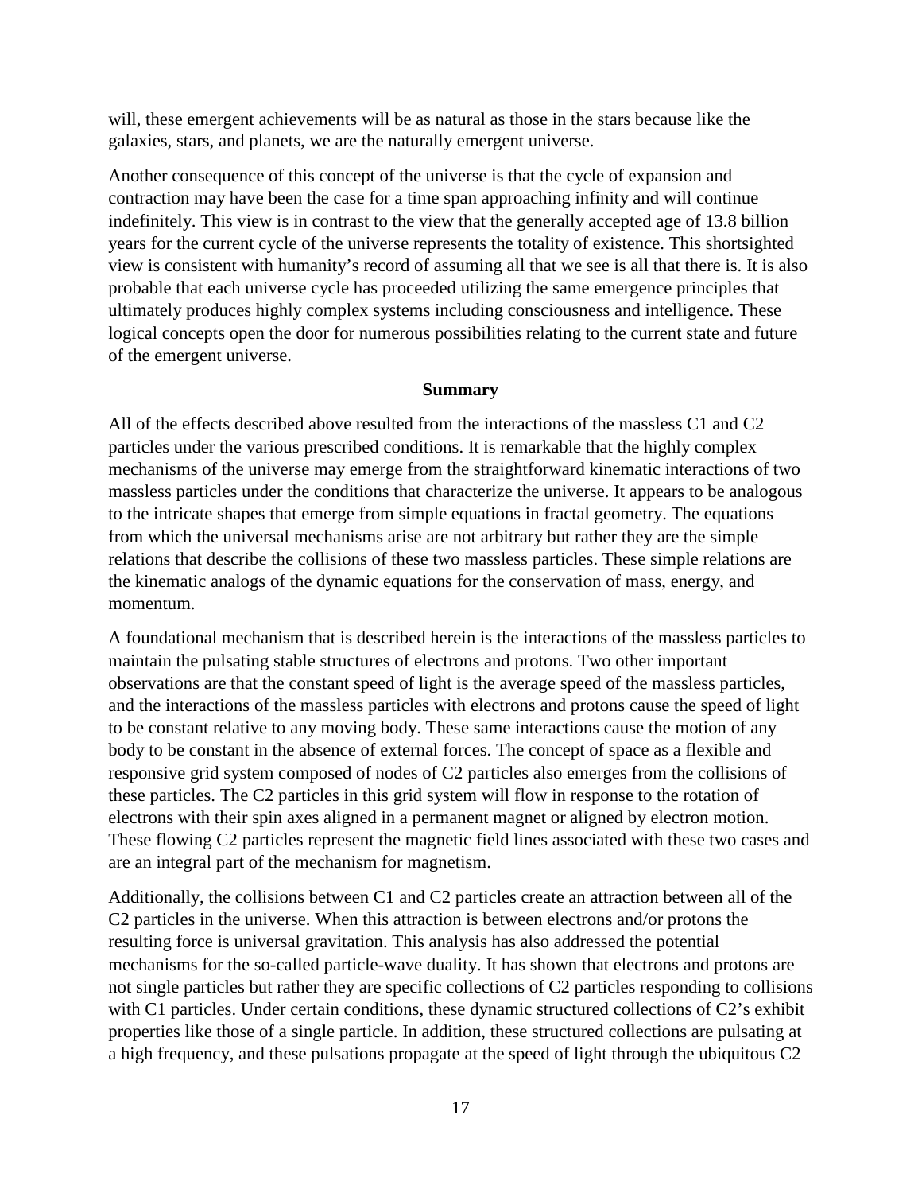will, these emergent achievements will be as natural as those in the stars because like the galaxies, stars, and planets, we are the naturally emergent universe.

Another consequence of this concept of the universe is that the cycle of expansion and contraction may have been the case for a time span approaching infinity and will continue indefinitely. This view is in contrast to the view that the generally accepted age of 13.8 billion years for the current cycle of the universe represents the totality of existence. This shortsighted view is consistent with humanity's record of assuming all that we see is all that there is. It is also probable that each universe cycle has proceeded utilizing the same emergence principles that ultimately produces highly complex systems including consciousness and intelligence. These logical concepts open the door for numerous possibilities relating to the current state and future of the emergent universe.

## Summary

All of the effects described above resulted from the interactions of the massless C1 and C2 particles under the various prescribed conditions. It is remarkable that the highly complex mechanisms of the universe may emerge from the straightforward kinematic interactions of two massless particles under the conditions that characterize the universe. It appears to be analogous to the intricate shapes that emerge from simple equations in fractal geometry. The equations from which the universal mechanisms arise are not arbitrary but rather they are the simple relations that describe the collisions of these two massless particles. These simple relations are the kinematic analogs of the dynamic equations for the conservation of mass, energy, and momentum.

A foundational mechanism that is described herein is the interactions of the massless particles to maintain the pulsating stable structures of electrons and protons. Two other important observations are that the constant speed of light is the average speed of the massless particles, and the interactions of the massless particles with electrons and protons cause the speed of light to be constant relative to any moving body. These same interactions cause the motion of any body to be constant in the absence of external forces. The concept of space as a flexible and responsive grid system composed of nodes of C2 particles also emerges from the collisions of these particles. The C2 particles in this grid system will flow in response to the rotation of electrons with their spin axes aligned in a permanent magnet or aligned by electron motion. These flowing C2 particles represent the magnetic field lines associated with these two cases and are an integral part of the mechanism for magnetism.

Additionally, the collisions between C1 and C2 particles create an attraction between all of the C2 particles in the universe. When this attraction is between electrons and/or protons the resulting force is universal gravitation. This analysis has also addressed the potential mechanisms for the so-called particle-wave duality. It has shown that electrons and protons are not single particles but rather they are specific collections of C2 particles responding to collisions with C1 particles. Under certain conditions, these dynamic structured collections of C2's exhibit properties like those of a single particle. In addition, these structured collections are pulsating at a high frequency, and these pulsations propagate at the speed of light through the ubiquitous C2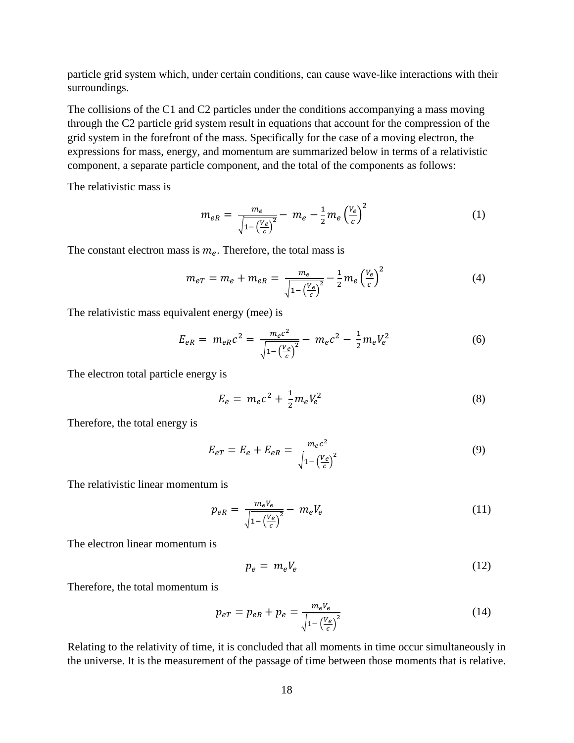particle grid system which, under certain conditions, can cause wave-like interactions with their surroundings.

The collisions of the C1 and C2 particles under the conditions accompanying a mass moving through the C2 particle grid system result in equations that account for the compression of the grid system in the forefront of the mass. Specifically for the case of a moving electron, the expressions for mass, energy, and momentum are summarized below in terms of a relativistic component, a separate particle component, and the total of the components as follows:

The relativistic mass is

$$m_{eR} = \frac{m_e}{\sqrt{1-\left(\frac{V_e}{c}\right)^2}} - m_e - \frac{1}{2}m_e\left(\frac{V_e}{c}\right)^2 \tag{1}$$

The constant electron mass is $m_e$. Therefore, the total mass is

$$m_{eT} = m_e + m_{eR} = \frac{m_e}{\sqrt{1-\left(\frac{V_e}{c}\right)^2}} - \frac{1}{2}m_e\left(\frac{V_e}{c}\right)^2 \tag{4}$$

The relativistic mass equivalent energy (mee) is

$$E_{eR} = m_{eR}c^2 = \frac{m_e c^2}{\sqrt{1-\left(\frac{V_e}{c}\right)^2}} - m_e c^2 - \frac{1}{2}m_e V_e^2 \tag{6}$$

The electron total particle energy is

$$E_e = m_e c^2 + \frac{1}{2}m_e V_e^2 \tag{8}$$

Therefore, the total energy is

$$E_{eT} = E_e + E_{eR} = \frac{m_e c^2}{\sqrt{1-\left(\frac{V_e}{c}\right)^2}} \tag{9}$$

The relativistic linear momentum is

$$p_{eR} = \frac{m_e V_e}{\sqrt{1-\left(\frac{V_e}{c}\right)^2}} - m_e V_e \tag{11}$$

The electron linear momentum is

$$p_e = m_e V_e \tag{12}$$

Therefore, the total momentum is

$$p_{eT} = p_{eR} + p_e = \frac{m_e V_e}{\sqrt{1-\left(\frac{V_e}{c}\right)^2}} \tag{14}$$

Relating to the relativity of time, it is concluded that all moments in time occur simultaneously in the universe. It is the measurement of the passage of time between those moments that is relative.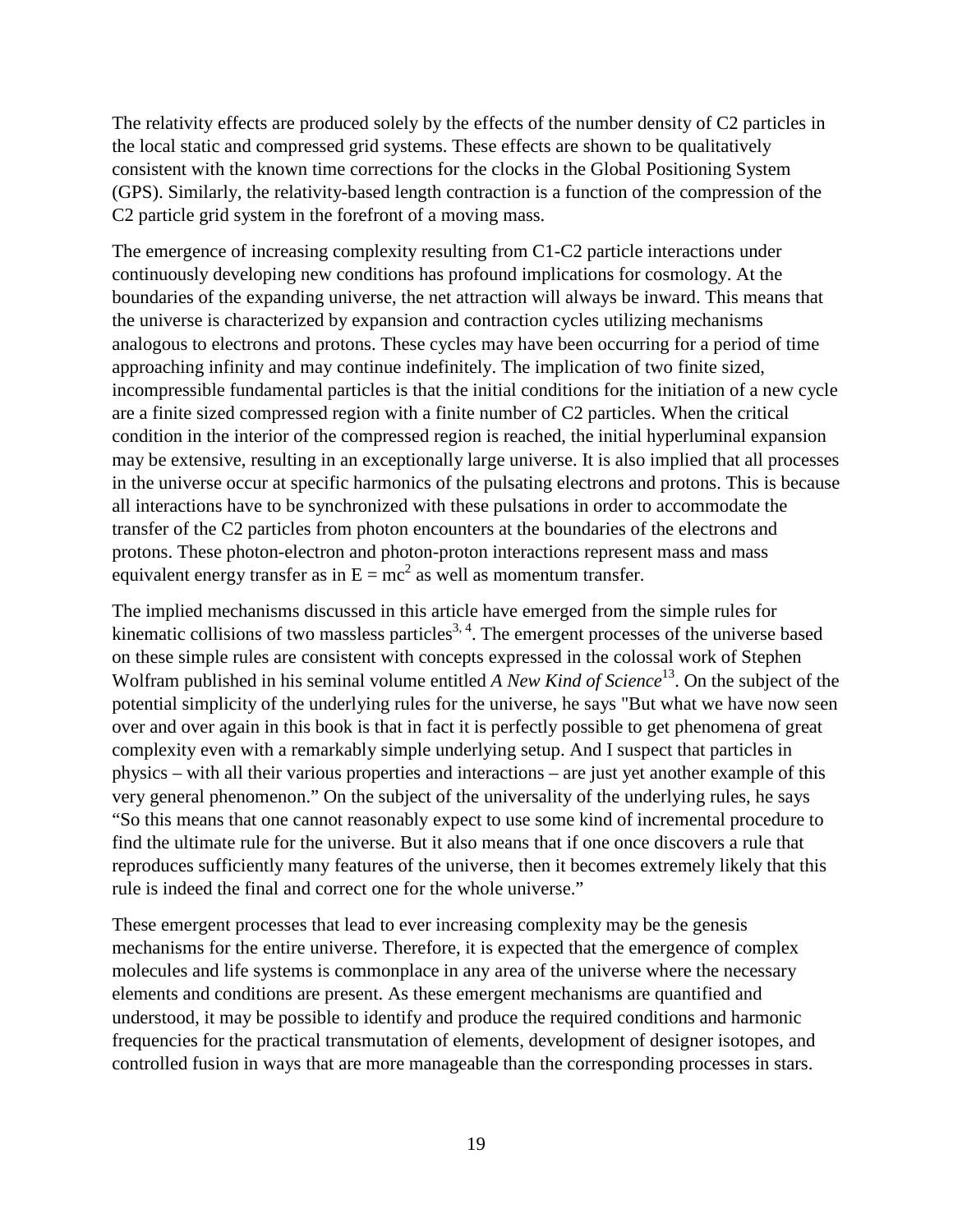The relativity effects are produced solely by the effects of the number density of C2 particles in the local static and compressed grid systems. These effects are shown to be qualitatively consistent with the known time corrections for the clocks in the Global Positioning System (GPS). Similarly, the relativity-based length contraction is a function of the compression of the C2 particle grid system in the forefront of a moving mass.

The emergence of increasing complexity resulting from C1-C2 particle interactions under continuously developing new conditions has profound implications for cosmology. At the boundaries of the expanding universe, the net attraction will always be inward. This means that the universe is characterized by expansion and contraction cycles utilizing mechanisms analogous to electrons and protons. These cycles may have been occurring for a period of time approaching infinity and may continue indefinitely. The implication of two finite sized, incompressible fundamental particles is that the initial conditions for the initiation of a new cycle are a finite sized compressed region with a finite number of C2 particles. When the critical condition in the interior of the compressed region is reached, the initial hyperluminal expansion may be extensive, resulting in an exceptionally large universe. It is also implied that all processes in the universe occur at specific harmonics of the pulsating electrons and protons. This is because all interactions have to be synchronized with these pulsations in order to accommodate the transfer of the C2 particles from photon encounters at the boundaries of the electrons and protons. These photon-electron and photon-proton interactions represent mass and mass equivalent energy transfer as in $E = mc^2$ as well as momentum transfer.

The implied mechanisms discussed in this article have emerged from the simple rules for kinematic collisions of two massless particles[3, 4]. The emergent processes of the universe based on these simple rules are consistent with concepts expressed in the colossal work of Stephen Wolfram published in his seminal volume entitled *A New Kind of Science*[13]. On the subject of the potential simplicity of the underlying rules for the universe, he says "But what we have now seen over and over again in this book is that in fact it is perfectly possible to get phenomena of great complexity even with a remarkably simple underlying setup. And I suspect that particles in physics – with all their various properties and interactions – are just yet another example of this very general phenomenon." On the subject of the universality of the underlying rules, he says "So this means that one cannot reasonably expect to use some kind of incremental procedure to find the ultimate rule for the universe. But it also means that if one once discovers a rule that reproduces sufficiently many features of the universe, then it becomes extremely likely that this rule is indeed the final and correct one for the whole universe."

These emergent processes that lead to ever increasing complexity may be the genesis mechanisms for the entire universe. Therefore, it is expected that the emergence of complex molecules and life systems is commonplace in any area of the universe where the necessary elements and conditions are present. As these emergent mechanisms are quantified and understood, it may be possible to identify and produce the required conditions and harmonic frequencies for the practical transmutation of elements, development of designer isotopes, and controlled fusion in ways that are more manageable than the corresponding processes in stars.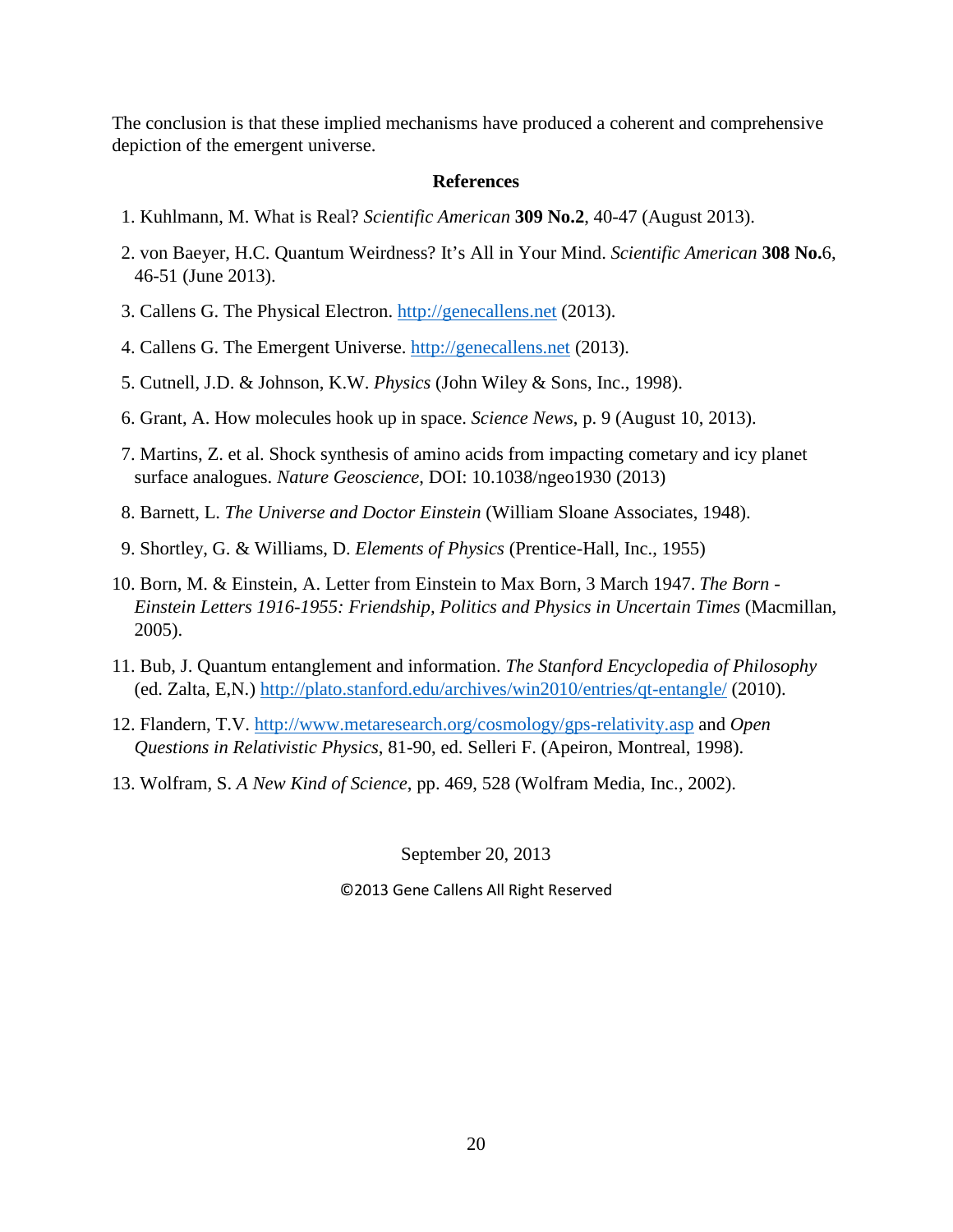The conclusion is that these implied mechanisms have produced a coherent and comprehensive depiction of the emergent universe.

## References

1. Kuhlmann, M. What is Real? *Scientific American* **309 No.2**, 40-47 (August 2013).
2. von Baeyer, H.C. Quantum Weirdness? It's All in Your Mind. *Scientific American* **308 No.**6, 46-51 (June 2013).
3. Callens G. The Physical Electron. http://genecallens.net (2013).
4. Callens G. The Emergent Universe. http://genecallens.net (2013).
5. Cutnell, J.D. & Johnson, K.W. *Physics* (John Wiley & Sons, Inc., 1998).
6. Grant, A. How molecules hook up in space. *Science News*, p. 9 (August 10, 2013).
7. Martins, Z. et al. Shock synthesis of amino acids from impacting cometary and icy planet surface analogues. *Nature Geoscience*, DOI: 10.1038/ngeo1930 (2013)
8. Barnett, L. *The Universe and Doctor Einstein* (William Sloane Associates, 1948).
9. Shortley, G. & Williams, D. *Elements of Physics* (Prentice-Hall, Inc., 1955)
10. Born, M. & Einstein, A. Letter from Einstein to Max Born, 3 March 1947. *The Born - Einstein Letters 1916-1955: Friendship, Politics and Physics in Uncertain Times* (Macmillan, 2005).
11. Bub, J. Quantum entanglement and information. *The Stanford Encyclopedia of Philosophy* (ed. Zalta, E,N.) http://plato.stanford.edu/archives/win2010/entries/qt-entangle/ (2010).
12. Flandern, T.V. http://www.metaresearch.org/cosmology/gps-relativity.asp and *Open Questions in Relativistic Physics*, 81-90, ed. Selleri F. (Apeiron, Montreal, 1998).
13. Wolfram, S. *A New Kind of Science*, pp. 469, 528 (Wolfram Media, Inc., 2002).

September 20, 2013

©2013 Gene Callens All Right Reserved